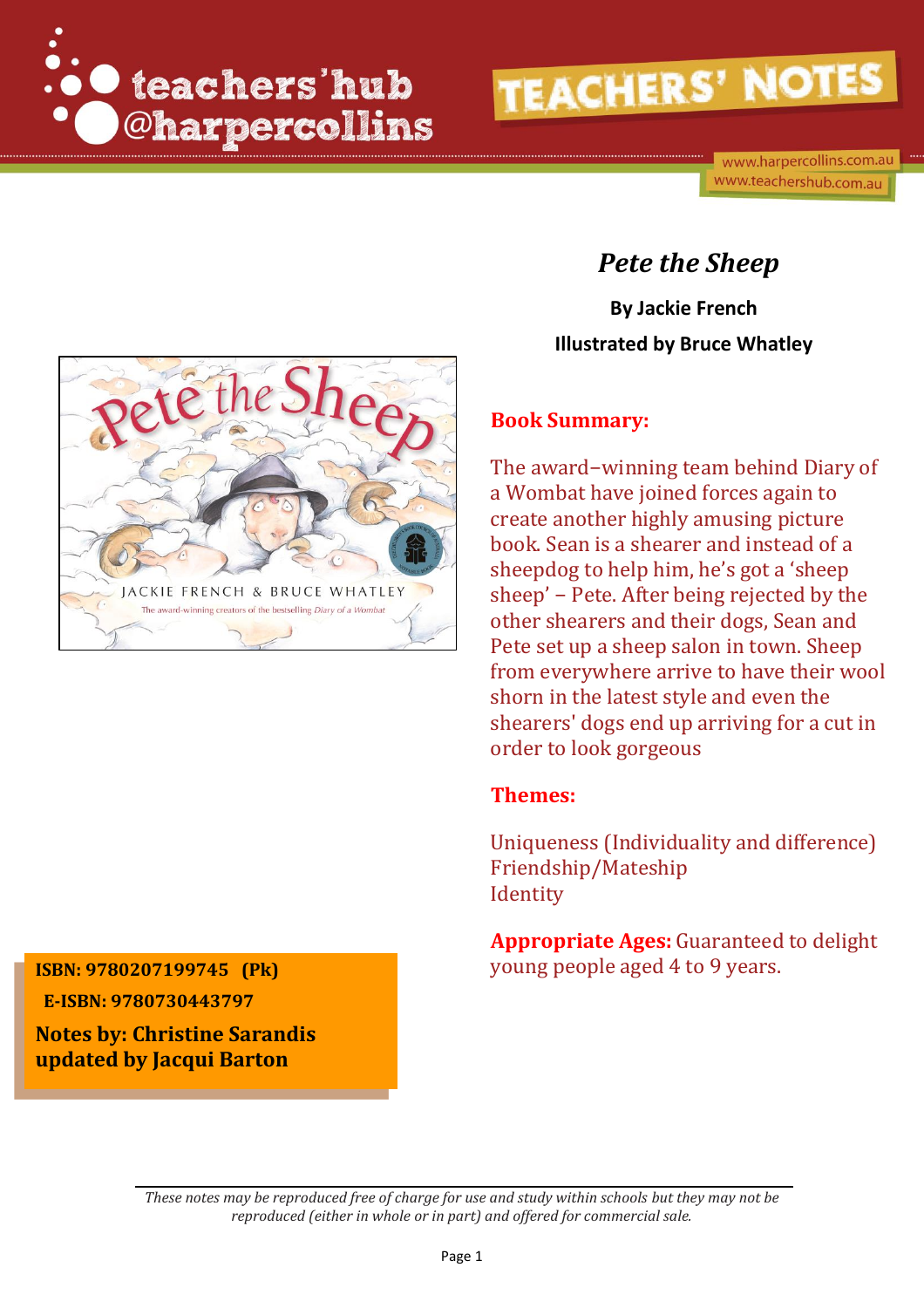# Pete the Sheep

**By Jackie French**

**Illustrated by Bruce Whatley**

## Book Summary:

The award–winning team behind Diary of a Wombat have joined forces again to create another highly amusing picture book. Sean is a shearer and instead of a sheepdog to help him, he's got a 'sheep sheep' – Pete. After being rejected by the other shearers and their dogs, Sean and Pete set up a sheep salon in town. Sheep from everywhere arrive to have their wool shorn in the latest style and even the shearers' dogs end up arriving for a cut in order to look gorgeous

## Themes:

Uniqueness (Individuality and difference)
Friendship/Mateship
Identity

**Appropriate Ages:** Guaranteed to delight young people aged 4 to 9 years.

**ISBN: 9780207199745 (Pk)**

**E-ISBN: 9780730443797**

**Notes by: Christine Sarandis updated by Jacqui Barton**

*These notes may be reproduced free of charge for use and study within schools but they may not be reproduced (either in whole or in part) and offered for commercial sale.*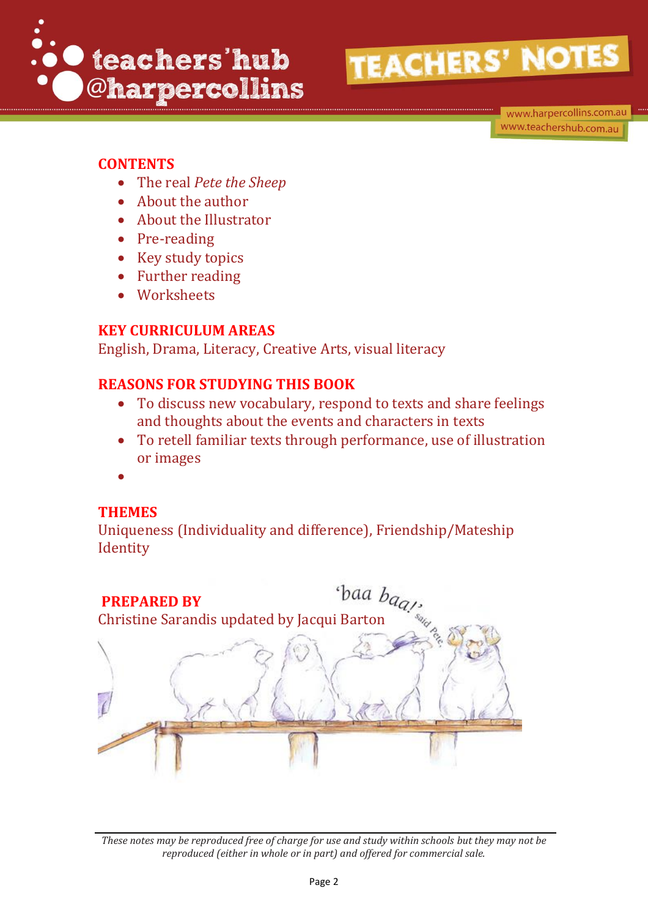## CONTENTS

- The real *Pete the Sheep*
- About the author
- About the Illustrator
- Pre-reading
- Key study topics
- Further reading
- Worksheets

## KEY CURRICULUM AREAS

English, Drama, Literacy, Creative Arts, visual literacy

## REASONS FOR STUDYING THIS BOOK

- To discuss new vocabulary, respond to texts and share feelings and thoughts about the events and characters in texts
- To retell familiar texts through performance, use of illustration or images
-

## THEMES

Uniqueness (Individuality and difference), Friendship/Mateship
Identity

## PREPARED BY

Christine Sarandis updated by Jacqui Barton

*These notes may be reproduced free of charge for use and study within schools but they may not be reproduced (either in whole or in part) and offered for commercial sale.*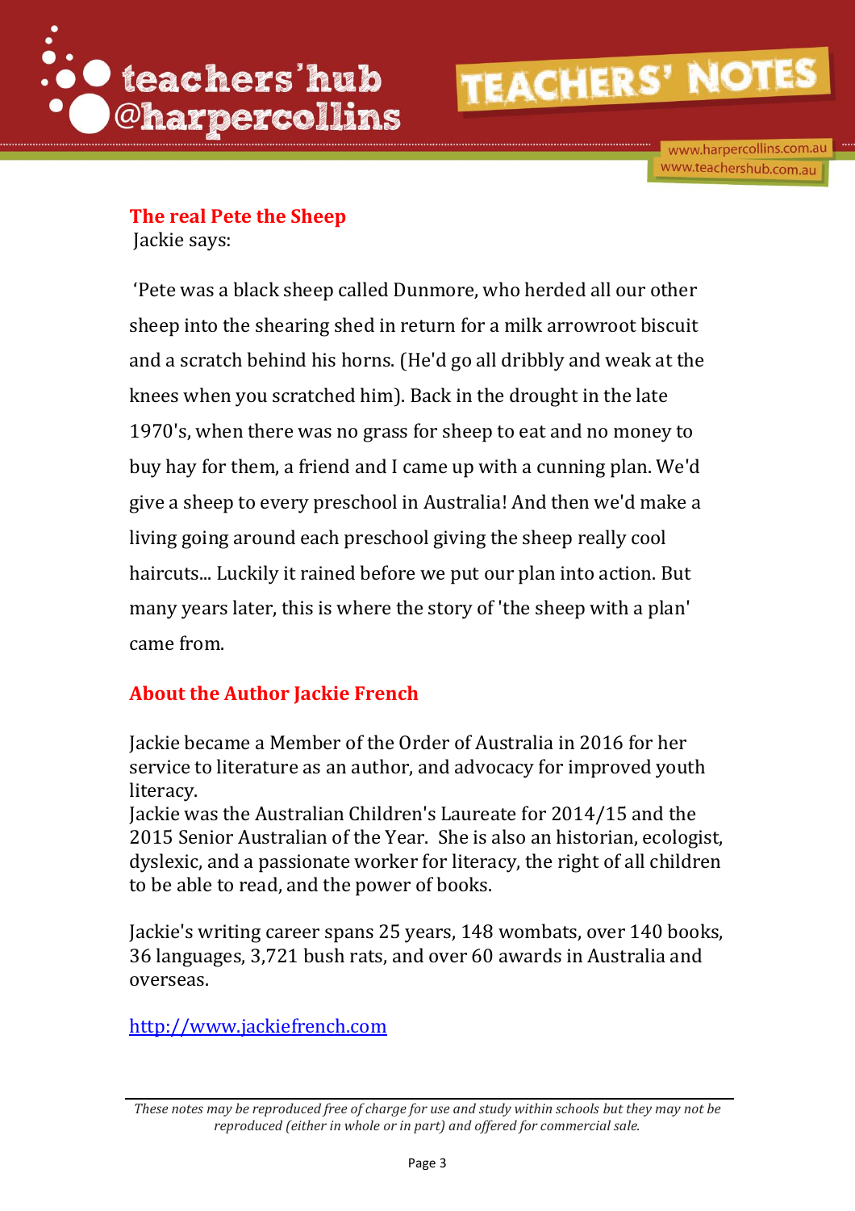## The real Pete the Sheep

Jackie says:

'Pete was a black sheep called Dunmore, who herded all our other sheep into the shearing shed in return for a milk arrowroot biscuit and a scratch behind his horns. (He'd go all dribbly and weak at the knees when you scratched him). Back in the drought in the late 1970's, when there was no grass for sheep to eat and no money to buy hay for them, a friend and I came up with a cunning plan. We'd give a sheep to every preschool in Australia! And then we'd make a living going around each preschool giving the sheep really cool haircuts... Luckily it rained before we put our plan into action. But many years later, this is where the story of 'the sheep with a plan' came from.

## About the Author Jackie French

Jackie became a Member of the Order of Australia in 2016 for her service to literature as an author, and advocacy for improved youth literacy.
Jackie was the Australian Children's Laureate for 2014/15 and the 2015 Senior Australian of the Year. She is also an historian, ecologist, dyslexic, and a passionate worker for literacy, the right of all children to be able to read, and the power of books.

Jackie's writing career spans 25 years, 148 wombats, over 140 books, 36 languages, 3,721 bush rats, and over 60 awards in Australia and overseas.

[http://www.jackiefrench.com](http://www.jackiefrench.com)

*These notes may be reproduced free of charge for use and study within schools but they may not be reproduced (either in whole or in part) and offered for commercial sale.*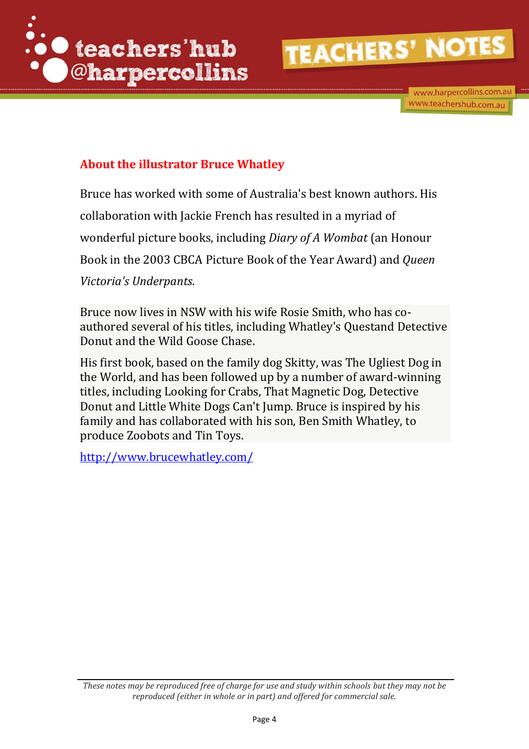## About the illustrator Bruce Whatley

Bruce has worked with some of Australia's best known authors. His collaboration with Jackie French has resulted in a myriad of wonderful picture books, including *Diary of A Wombat* (an Honour Book in the 2003 CBCA Picture Book of the Year Award) and *Queen Victoria's Underpants*.

Bruce now lives in NSW with his wife Rosie Smith, who has co-authored several of his titles, including Whatley's Questand Detective Donut and the Wild Goose Chase.

His first book, based on the family dog Skitty, was The Ugliest Dog in the World, and has been followed up by a number of award-winning titles, including Looking for Crabs, That Magnetic Dog, Detective Donut and Little White Dogs Can't Jump. Bruce is inspired by his family and has collaborated with his son, Ben Smith Whatley, to produce Zoobots and Tin Toys.

http://www.brucewhatley.com/

*These notes may be reproduced free of charge for use and study within schools but they may not be reproduced (either in whole or in part) and offered for commercial sale.*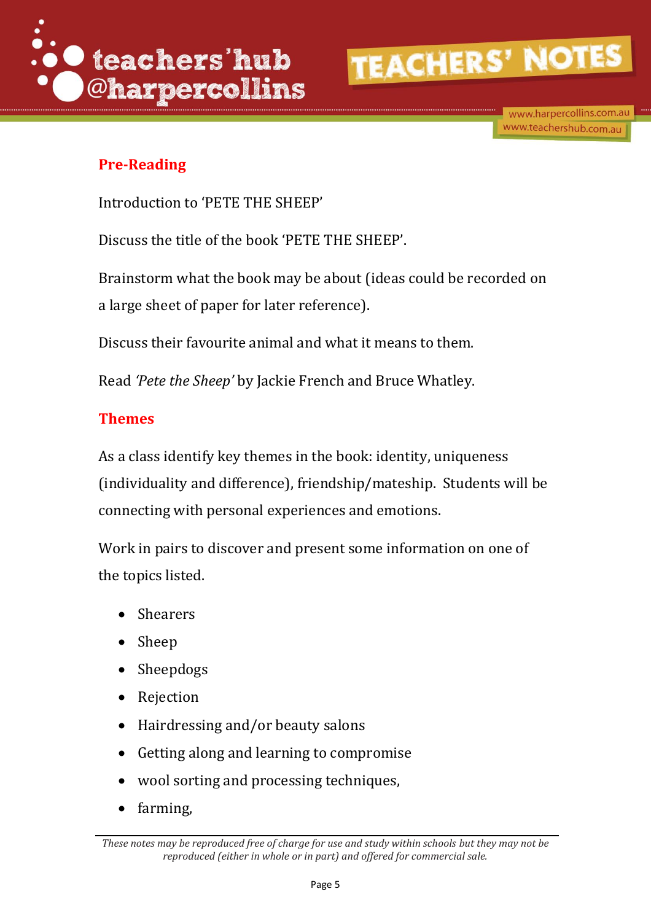## Pre-Reading

Introduction to 'PETE THE SHEEP'

Discuss the title of the book 'PETE THE SHEEP'.

Brainstorm what the book may be about (ideas could be recorded on a large sheet of paper for later reference).

Discuss their favourite animal and what it means to them.

Read *'Pete the Sheep'* by Jackie French and Bruce Whatley.

## Themes

As a class identify key themes in the book: identity, uniqueness (individuality and difference), friendship/mateship. Students will be connecting with personal experiences and emotions.

Work in pairs to discover and present some information on one of the topics listed.

- Shearers
- Sheep
- Sheepdogs
- Rejection
- Hairdressing and/or beauty salons
- Getting along and learning to compromise
- wool sorting and processing techniques,
- farming,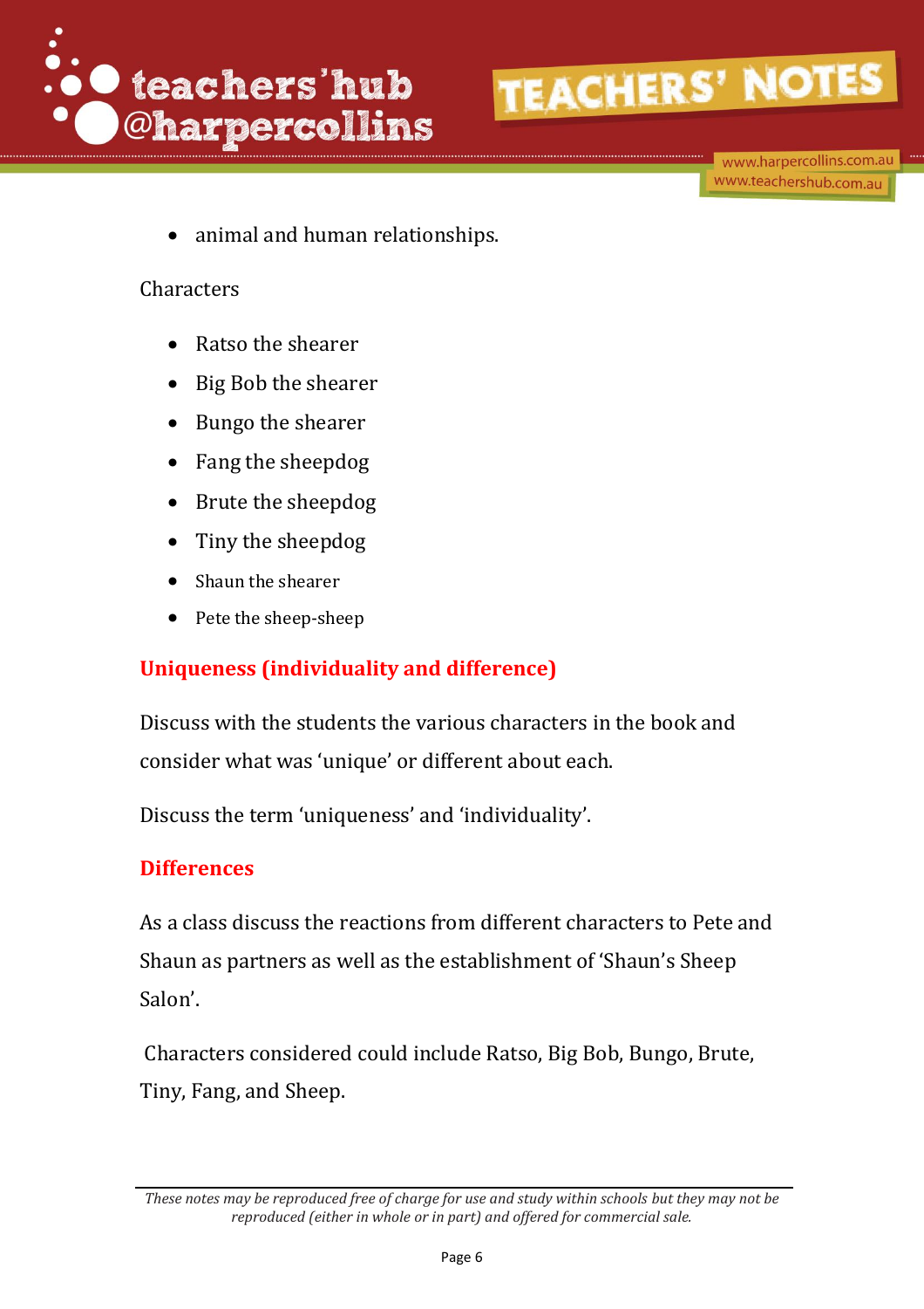- animal and human relationships.

Characters

- Ratso the shearer
- Big Bob the shearer
- Bungo the shearer
- Fang the sheepdog
- Brute the sheepdog
- Tiny the sheepdog
- Shaun the shearer
- Pete the sheep-sheep

## Uniqueness (individuality and difference)

Discuss with the students the various characters in the book and consider what was 'unique' or different about each.

Discuss the term 'uniqueness' and 'individuality'.

## Differences

As a class discuss the reactions from different characters to Pete and Shaun as partners as well as the establishment of 'Shaun's Sheep Salon'.

Characters considered could include Ratso, Big Bob, Bungo, Brute, Tiny, Fang, and Sheep.

*These notes may be reproduced free of charge for use and study within schools but they may not be reproduced (either in whole or in part) and offered for commercial sale.*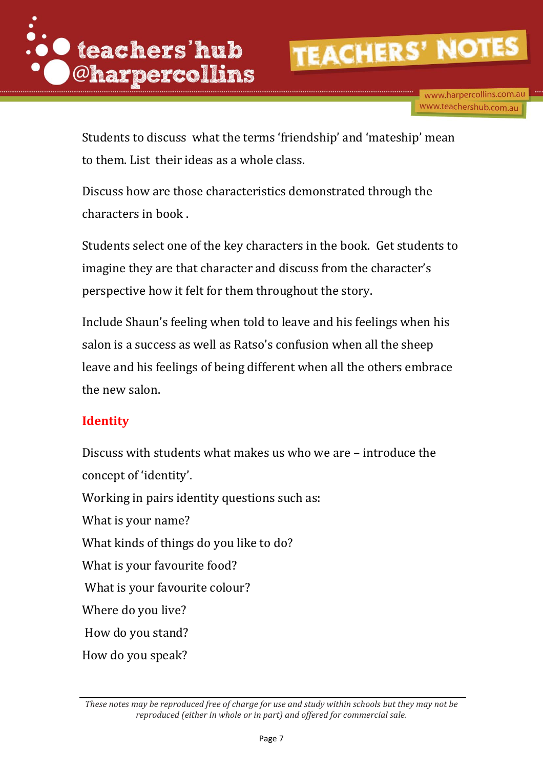Students to discuss  what the terms 'friendship' and 'mateship' mean to them. List  their ideas as a whole class.

Discuss how are those characteristics demonstrated through the characters in book .

Students select one of the key characters in the book.  Get students to imagine they are that character and discuss from the character's perspective how it felt for them throughout the story.

Include Shaun's feeling when told to leave and his feelings when his salon is a success as well as Ratso's confusion when all the sheep leave and his feelings of being different when all the others embrace the new salon.

## Identity

Discuss with students what makes us who we are – introduce the concept of 'identity'.
Working in pairs identity questions such as:
What is your name?
What kinds of things do you like to do?
What is your favourite food?
What is your favourite colour?
Where do you live?
How do you stand?
How do you speak?

*These notes may be reproduced free of charge for use and study within schools but they may not be reproduced (either in whole or in part) and offered for commercial sale.*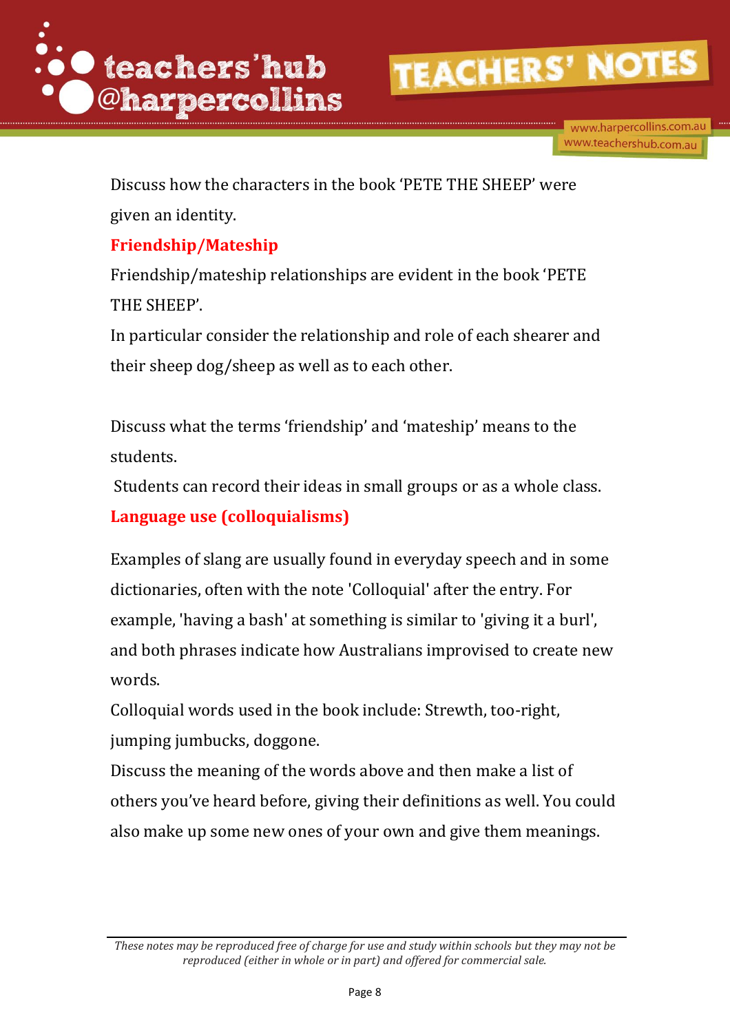Discuss how the characters in the book 'PETE THE SHEEP' were given an identity.

## Friendship/Mateship

Friendship/mateship relationships are evident in the book 'PETE THE SHEEP'.

In particular consider the relationship and role of each shearer and their sheep dog/sheep as well as to each other.

Discuss what the terms 'friendship' and 'mateship' means to the students.

Students can record their ideas in small groups or as a whole class.

## Language use (colloquialisms)

Examples of slang are usually found in everyday speech and in some dictionaries, often with the note 'Colloquial' after the entry. For example, 'having a bash' at something is similar to 'giving it a burl', and both phrases indicate how Australians improvised to create new words.

Colloquial words used in the book include: Strewth, too-right, jumping jumbucks, doggone.

Discuss the meaning of the words above and then make a list of others you've heard before, giving their definitions as well. You could also make up some new ones of your own and give them meanings.

*These notes may be reproduced free of charge for use and study within schools but they may not be reproduced (either in whole or in part) and offered for commercial sale.*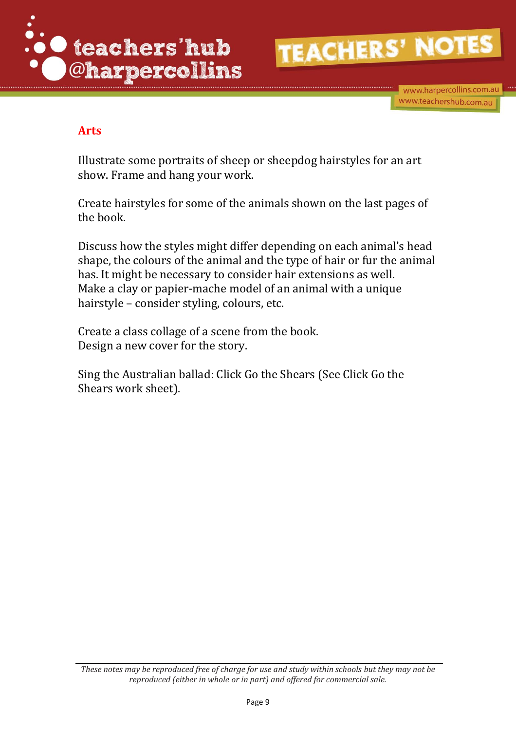## Arts

Illustrate some portraits of sheep or sheepdog hairstyles for an art show. Frame and hang your work.

Create hairstyles for some of the animals shown on the last pages of the book.

Discuss how the styles might differ depending on each animal's head shape, the colours of the animal and the type of hair or fur the animal has. It might be necessary to consider hair extensions as well.
Make a clay or papier-mache model of an animal with a unique hairstyle – consider styling, colours, etc.

Create a class collage of a scene from the book.
Design a new cover for the story.

Sing the Australian ballad: Click Go the Shears (See Click Go the Shears work sheet).

*These notes may be reproduced free of charge for use and study within schools but they may not be reproduced (either in whole or in part) and offered for commercial sale.*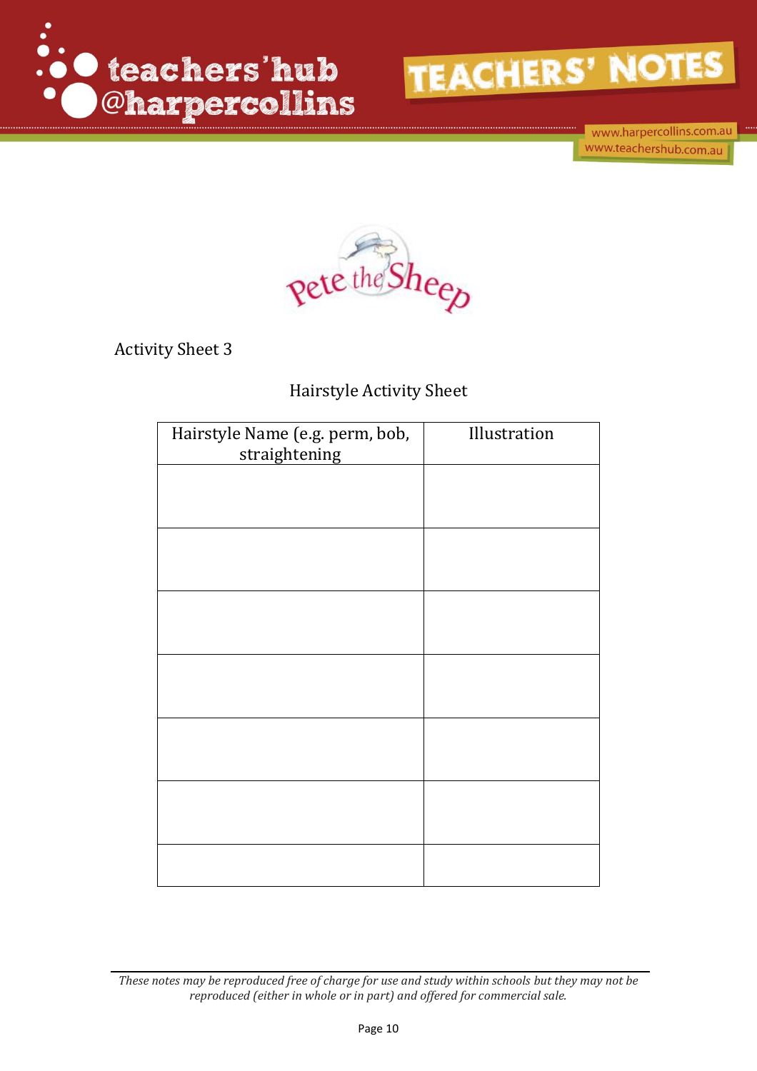Activity Sheet 3

## Hairstyle Activity Sheet

| Hairstyle Name (e.g. perm, bob, straightening | Illustration |
| --- | --- |
| | |
| | |
| | |
| | |
| | |
| | |
| | |

*These notes may be reproduced free of charge for use and study within schools but they may not be reproduced (either in whole or in part) and offered for commercial sale.*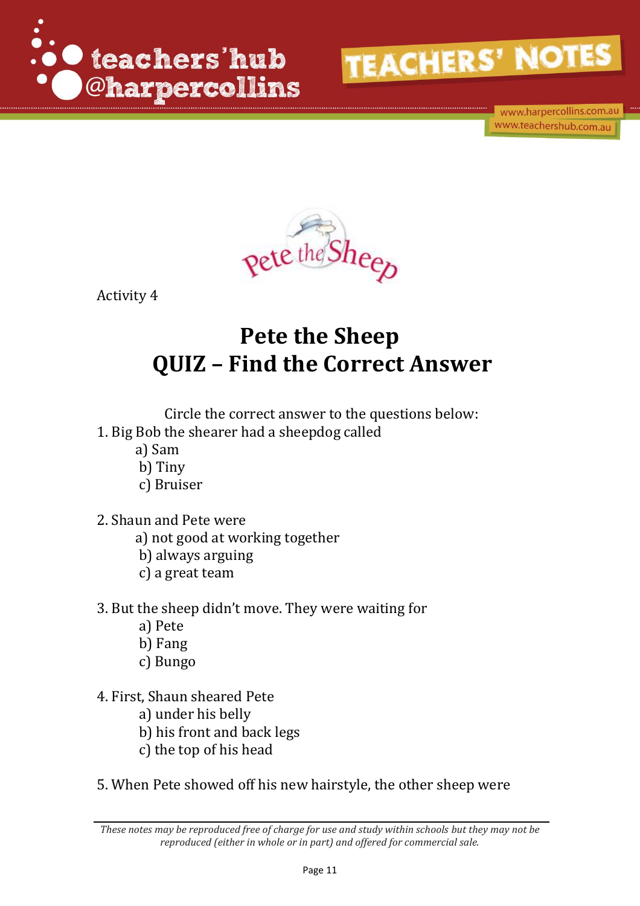Activity 4

# Pete the Sheep
# QUIZ – Find the Correct Answer

Circle the correct answer to the questions below:

1. Big Bob the shearer had a sheepdog called
   a) Sam
   b) Tiny
   c) Bruiser

2. Shaun and Pete were
   a) not good at working together
   b) always arguing
   c) a great team

3. But the sheep didn't move. They were waiting for
   a) Pete
   b) Fang
   c) Bungo

4. First, Shaun sheared Pete
   a) under his belly
   b) his front and back legs
   c) the top of his head

5. When Pete showed off his new hairstyle, the other sheep were

*These notes may be reproduced free of charge for use and study within schools but they may not be reproduced (either in whole or in part) and offered for commercial sale.*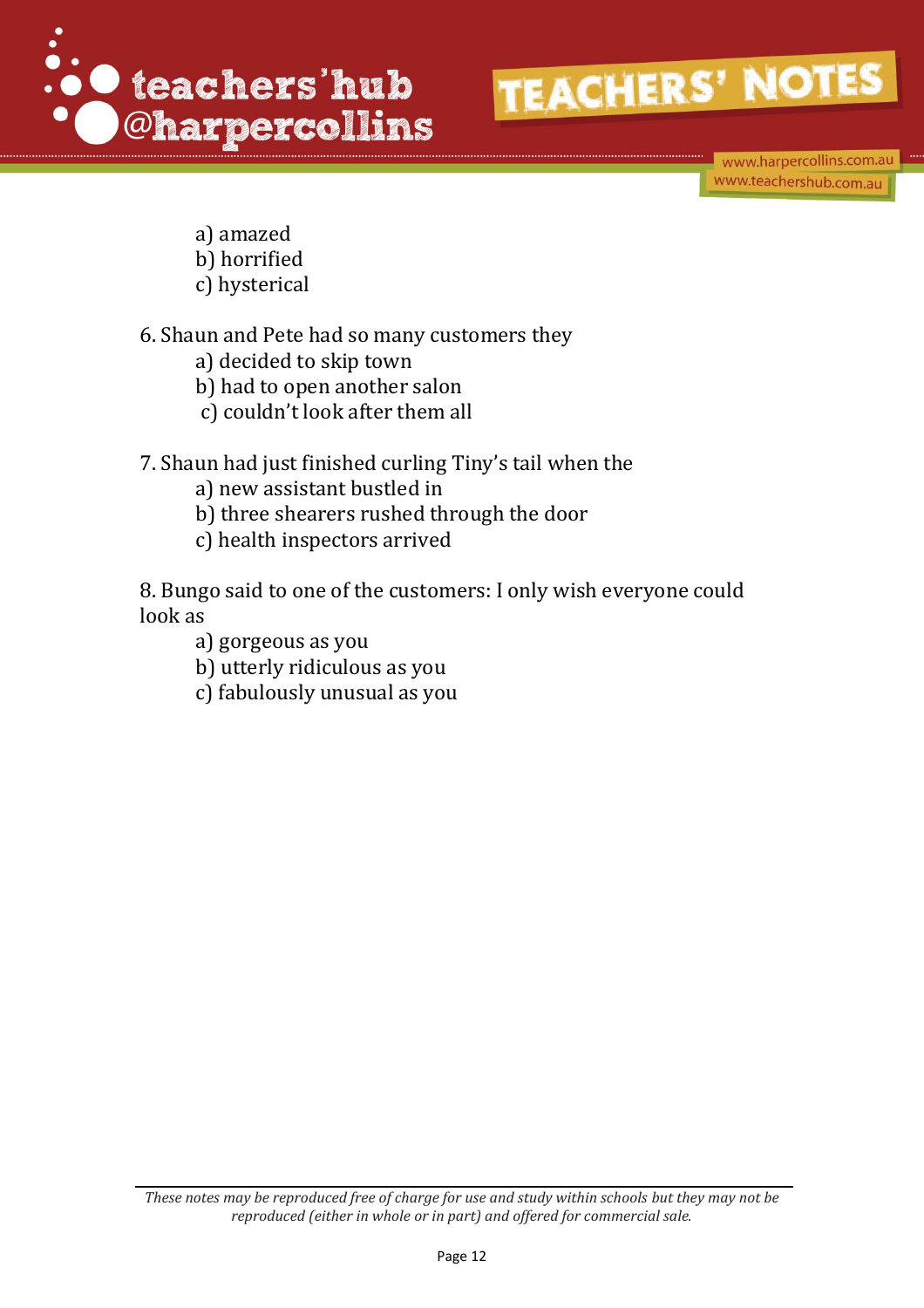a) amazed
b) horrified
c) hysterical

6. Shaun and Pete had so many customers they
   a) decided to skip town
   b) had to open another salon
   c) couldn't look after them all

7. Shaun had just finished curling Tiny's tail when the
   a) new assistant bustled in
   b) three shearers rushed through the door
   c) health inspectors arrived

8. Bungo said to one of the customers: I only wish everyone could look as
   a) gorgeous as you
   b) utterly ridiculous as you
   c) fabulously unusual as you

*These notes may be reproduced free of charge for use and study within schools but they may not be reproduced (either in whole or in part) and offered for commercial sale.*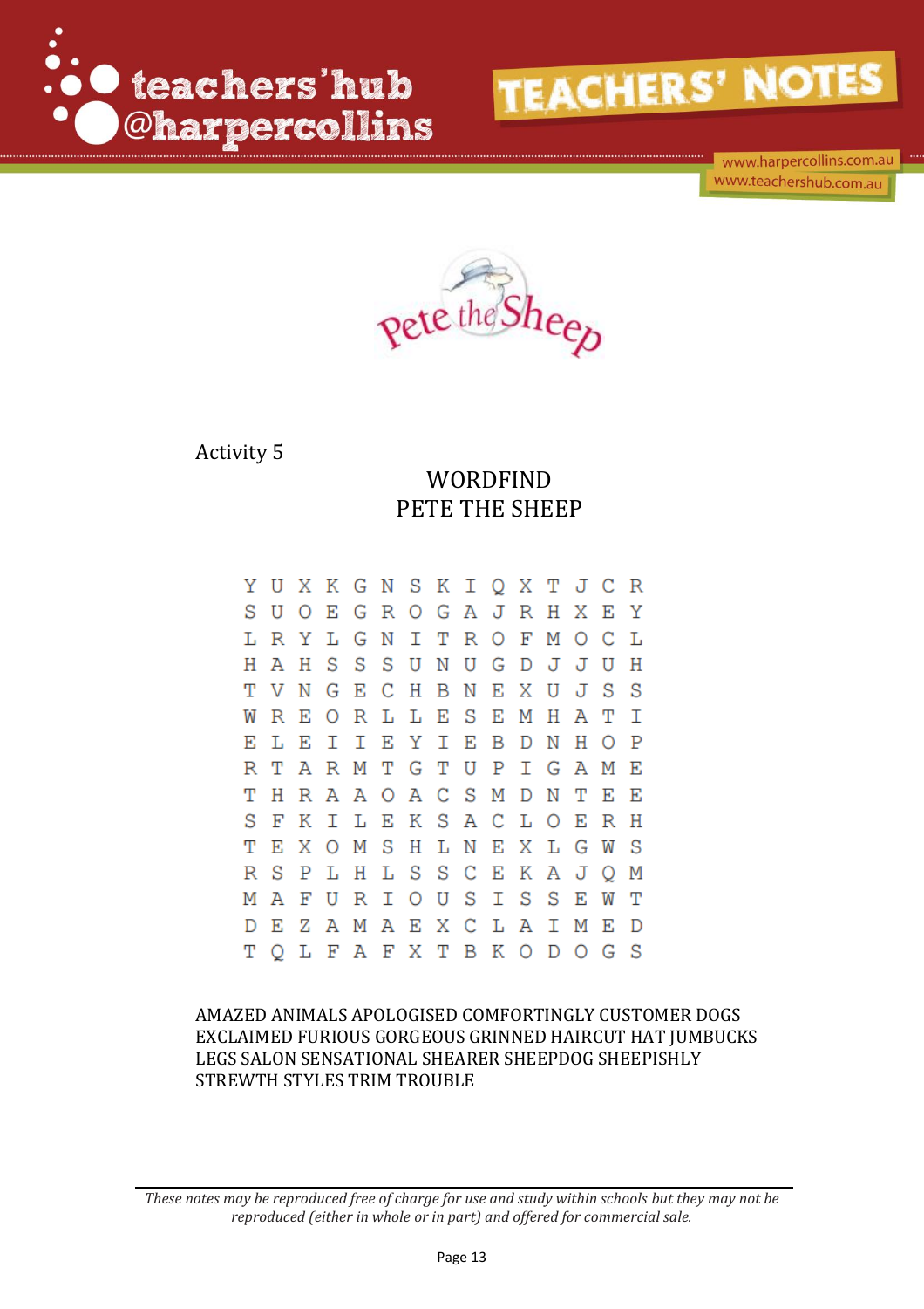Activity 5

## WORDFIND
## PETE THE SHEEP

```
Y U X K G N S K I Q X T J C R
S U O E G R O G A J R H X E Y
L R Y L G N I T R O F M O C L
H A H S S S U N U G D J J U H
T V N G E C H B N E X U J S S
W R E O R L L E S E M H A T I
E L E I I E Y I E B D N H O P
R T A R M T G T U P I G A M E
T H R A A O A C S M D N T E E
S F K I L E K S A C L O E R H
T E X O M S H L N E X L G W S
R S P L H L S S C E K A J Q M
M A F U R I O U S I S S E W T
D E Z A M A E X C L A I M E D
T Q L F A F X T B K O D O G S
```

AMAZED ANIMALS APOLOGISED COMFORTINGLY CUSTOMER DOGS EXCLAIMED FURIOUS GORGEOUS GRINNED HAIRCUT HAT JUMBUCKS LEGS SALON SENSATIONAL SHEARER SHEEPDOG SHEEPISHLY STREWTH STYLES TRIM TROUBLE

*These notes may be reproduced free of charge for use and study within schools but they may not be reproduced (either in whole or in part) and offered for commercial sale.*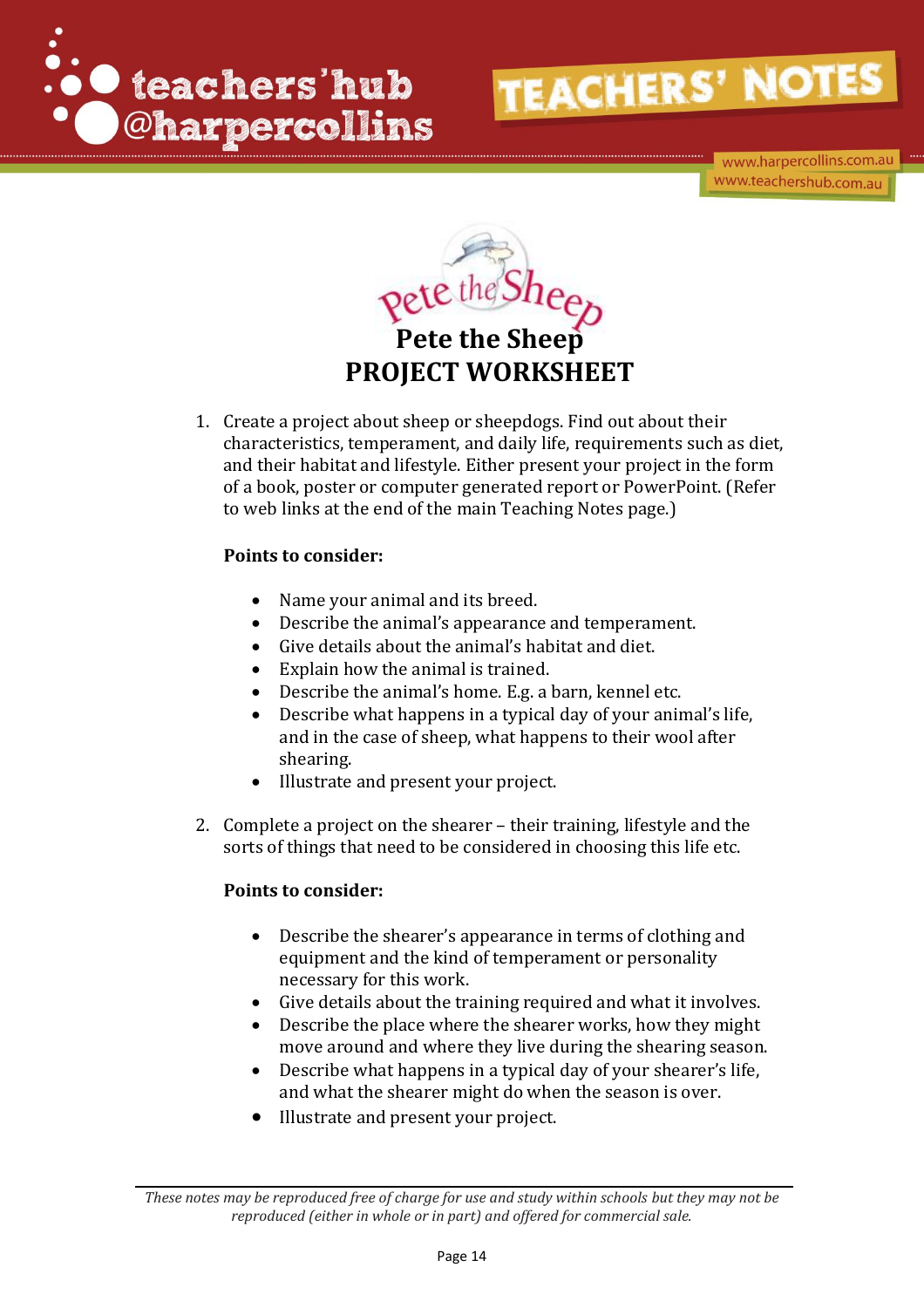# Pete the Sheep
# PROJECT WORKSHEET

1. Create a project about sheep or sheepdogs. Find out about their characteristics, temperament, and daily life, requirements such as diet, and their habitat and lifestyle. Either present your project in the form of a book, poster or computer generated report or PowerPoint. (Refer to web links at the end of the main Teaching Notes page.)

   **Points to consider:**

   - Name your animal and its breed.
   - Describe the animal's appearance and temperament.
   - Give details about the animal's habitat and diet.
   - Explain how the animal is trained.
   - Describe the animal's home. E.g. a barn, kennel etc.
   - Describe what happens in a typical day of your animal's life, and in the case of sheep, what happens to their wool after shearing.
   - Illustrate and present your project.

2. Complete a project on the shearer – their training, lifestyle and the sorts of things that need to be considered in choosing this life etc.

   **Points to consider:**

   - Describe the shearer's appearance in terms of clothing and equipment and the kind of temperament or personality necessary for this work.
   - Give details about the training required and what it involves.
   - Describe the place where the shearer works, how they might move around and where they live during the shearing season.
   - Describe what happens in a typical day of your shearer's life, and what the shearer might do when the season is over.
   - Illustrate and present your project.

*These notes may be reproduced free of charge for use and study within schools but they may not be reproduced (either in whole or in part) and offered for commercial sale.*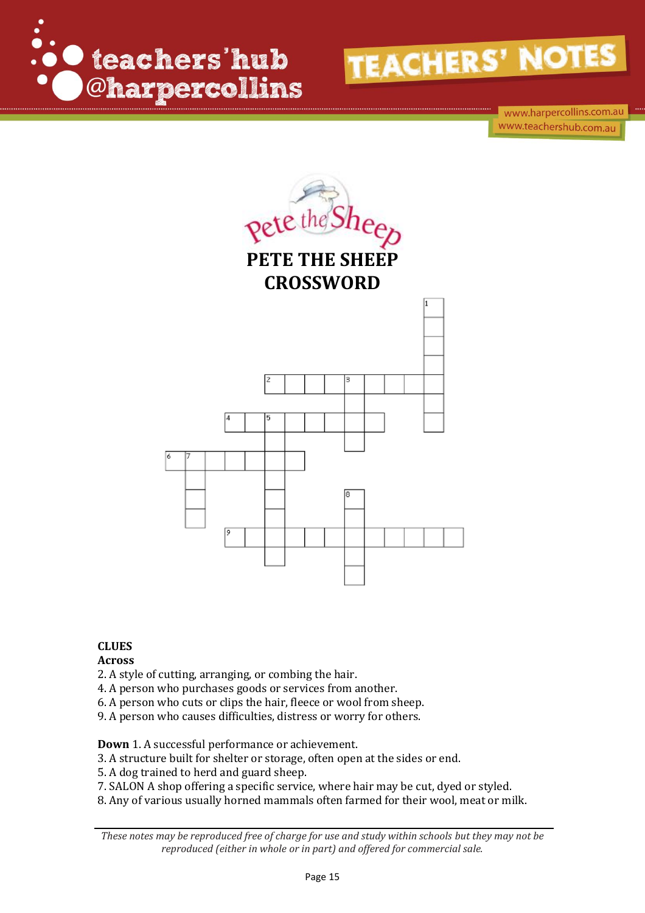# PETE THE SHEEP CROSSWORD

**CLUES**

**Across**

2. A style of cutting, arranging, or combing the hair.
4. A person who purchases goods or services from another.
6. A person who cuts or clips the hair, fleece or wool from sheep.
9. A person who causes difficulties, distress or worry for others.

**Down** 1. A successful performance or achievement.

3. A structure built for shelter or storage, often open at the sides or end.
5. A dog trained to herd and guard sheep.
7. SALON A shop offering a specific service, where hair may be cut, dyed or styled.
8. Any of various usually horned mammals often farmed for their wool, meat or milk.

*These notes may be reproduced free of charge for use and study within schools but they may not be reproduced (either in whole or in part) and offered for commercial sale.*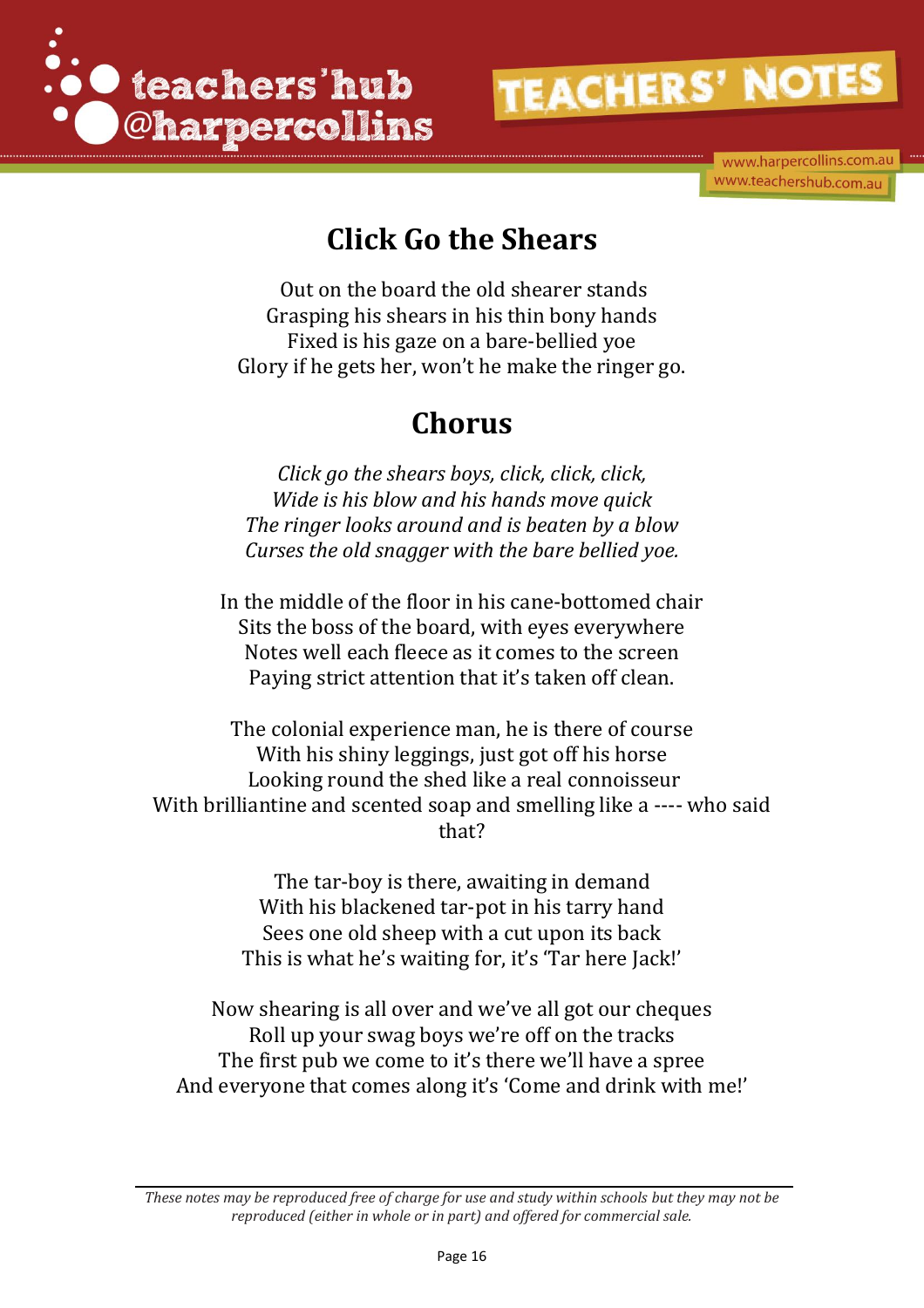# Click Go the Shears

Out on the board the old shearer stands
Grasping his shears in his thin bony hands
Fixed is his gaze on a bare-bellied yoe
Glory if he gets her, won't he make the ringer go.

## Chorus

*Click go the shears boys, click, click, click,*
*Wide is his blow and his hands move quick*
*The ringer looks around and is beaten by a blow*
*Curses the old snagger with the bare bellied yoe.*

In the middle of the floor in his cane-bottomed chair
Sits the boss of the board, with eyes everywhere
Notes well each fleece as it comes to the screen
Paying strict attention that it's taken off clean.

The colonial experience man, he is there of course
With his shiny leggings, just got off his horse
Looking round the shed like a real connoisseur
With brilliantine and scented soap and smelling like a ---- who said that?

The tar-boy is there, awaiting in demand
With his blackened tar-pot in his tarry hand
Sees one old sheep with a cut upon its back
This is what he's waiting for, it's 'Tar here Jack!'

Now shearing is all over and we've all got our cheques
Roll up your swag boys we're off on the tracks
The first pub we come to it's there we'll have a spree
And everyone that comes along it's 'Come and drink with me!'

*These notes may be reproduced free of charge for use and study within schools but they may not be reproduced (either in whole or in part) and offered for commercial sale.*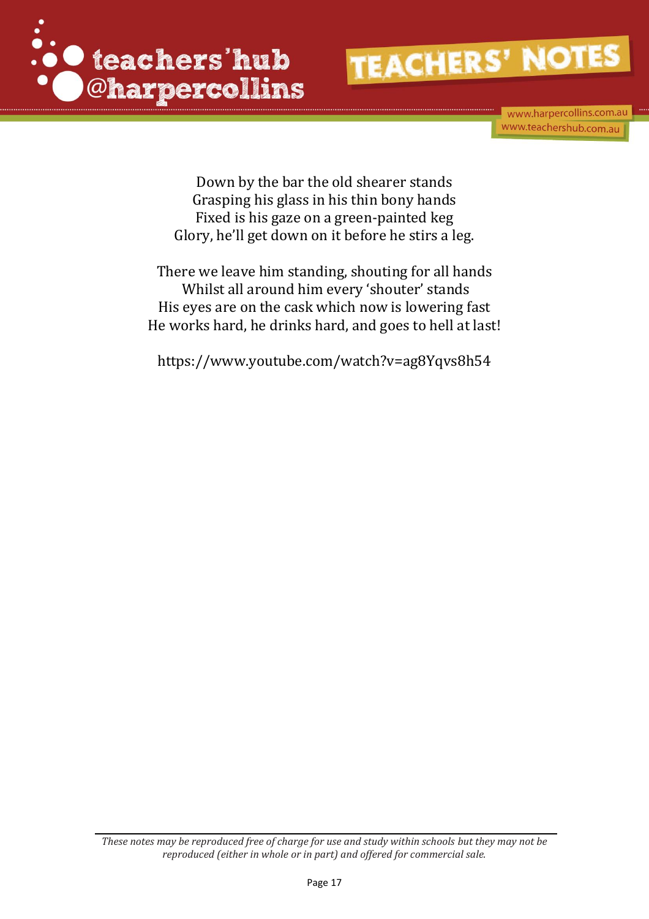Down by the bar the old shearer stands
Grasping his glass in his thin bony hands
Fixed is his gaze on a green-painted keg
Glory, he'll get down on it before he stirs a leg.

There we leave him standing, shouting for all hands
Whilst all around him every 'shouter' stands
His eyes are on the cask which now is lowering fast
He works hard, he drinks hard, and goes to hell at last!

https://www.youtube.com/watch?v=ag8Yqvs8h54

*These notes may be reproduced free of charge for use and study within schools but they may not be reproduced (either in whole or in part) and offered for commercial sale.*